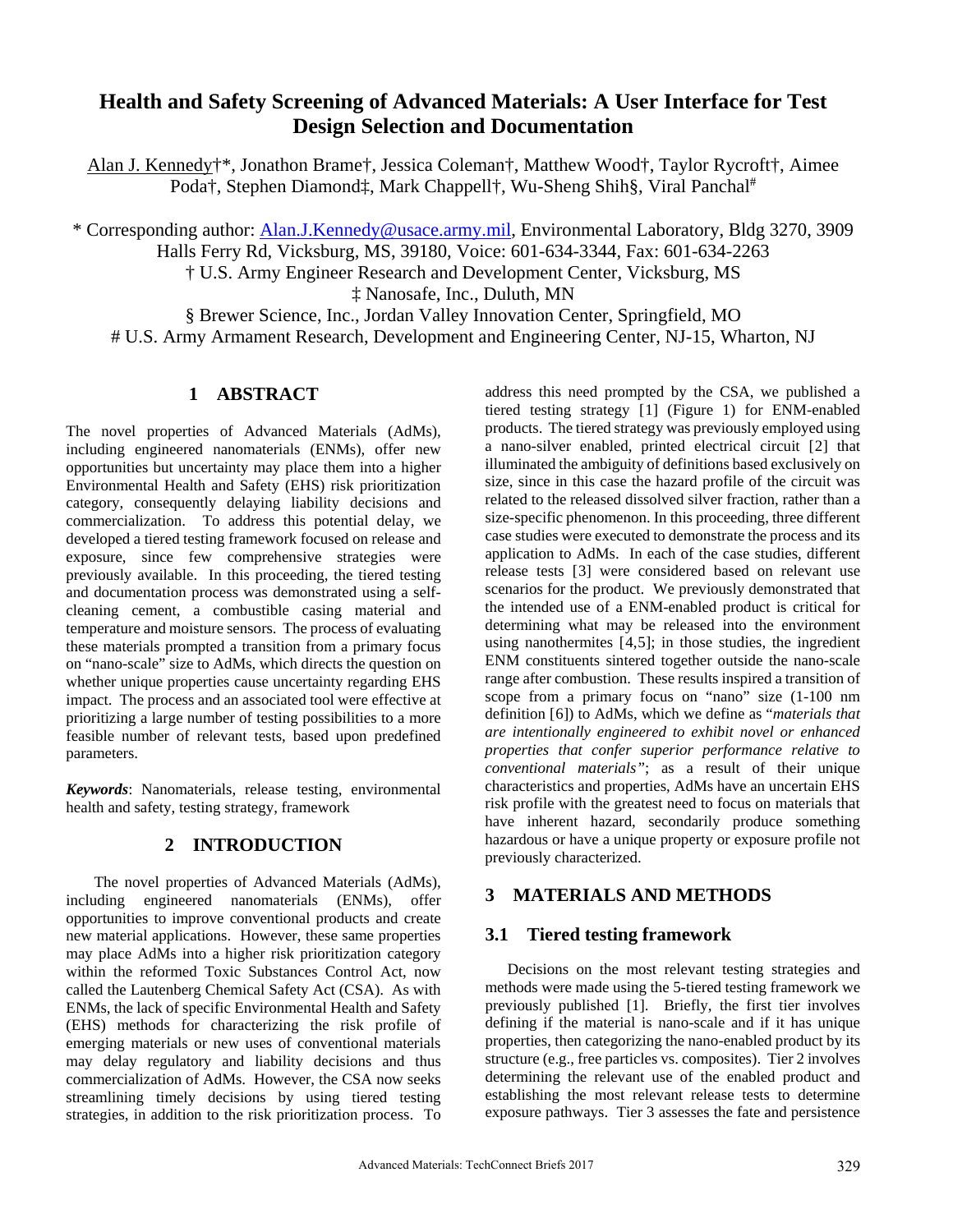# Health and Safety Screening of Advanced Materials: A User Interface for Test Design Selection and Documentation

Alan J. Kennedy†*, Jonathon Brame†, Jessica Coleman†, Matthew Wood†, Taylor Rycroft†, Aimee Poda†, Stephen Diamond‡, Mark Chappell†, Wu-Sheng Shih§, Viral Panchal#

\* Corresponding author: Alan.J.Kennedy@usace.army.mil, Environmental Laboratory, Bldg 3270, 3909 Halls Ferry Rd, Vicksburg, MS, 39180, Voice: 601-634-3344, Fax: 601-634-2263

† U.S. Army Engineer Research and Development Center, Vicksburg, MS

‡ Nanosafe, Inc., Duluth, MN

§ Brewer Science, Inc., Jordan Valley Innovation Center, Springfield, MO

\# U.S. Army Armament Research, Development and Engineering Center, NJ-15, Wharton, NJ

## 1 ABSTRACT

The novel properties of Advanced Materials (AdMs), including engineered nanomaterials (ENMs), offer new opportunities but uncertainty may place them into a higher Environmental Health and Safety (EHS) risk prioritization category, consequently delaying liability decisions and commercialization. To address this potential delay, we developed a tiered testing framework focused on release and exposure, since few comprehensive strategies were previously available. In this proceeding, the tiered testing and documentation process was demonstrated using a self-cleaning cement, a combustible casing material and temperature and moisture sensors. The process of evaluating these materials prompted a transition from a primary focus on "nano-scale" size to AdMs, which directs the question on whether unique properties cause uncertainty regarding EHS impact. The process and an associated tool were effective at prioritizing a large number of testing possibilities to a more feasible number of relevant tests, based upon predefined parameters.

***Keywords***: Nanomaterials, release testing, environmental health and safety, testing strategy, framework

## 2 INTRODUCTION

The novel properties of Advanced Materials (AdMs), including engineered nanomaterials (ENMs), offer opportunities to improve conventional products and create new material applications. However, these same properties may place AdMs into a higher risk prioritization category within the reformed Toxic Substances Control Act, now called the Lautenberg Chemical Safety Act (CSA). As with ENMs, the lack of specific Environmental Health and Safety (EHS) methods for characterizing the risk profile of emerging materials or new uses of conventional materials may delay regulatory and liability decisions and thus commercialization of AdMs. However, the CSA now seeks streamlining timely decisions by using tiered testing strategies, in addition to the risk prioritization process. To address this need prompted by the CSA, we published a tiered testing strategy [1] (Figure 1) for ENM-enabled products. The tiered strategy was previously employed using a nano-silver enabled, printed electrical circuit [2] that illuminated the ambiguity of definitions based exclusively on size, since in this case the hazard profile of the circuit was related to the released dissolved silver fraction, rather than a size-specific phenomenon. In this proceeding, three different case studies were executed to demonstrate the process and its application to AdMs. In each of the case studies, different release tests [3] were considered based on relevant use scenarios for the product. We previously demonstrated that the intended use of a ENM-enabled product is critical for determining what may be released into the environment using nanothermites [4,5]; in those studies, the ingredient ENM constituents sintered together outside the nano-scale range after combustion. These results inspired a transition of scope from a primary focus on "nano" size (1-100 nm definition [6]) to AdMs, which we define as "*materials that are intentionally engineered to exhibit novel or enhanced properties that confer superior performance relative to conventional materials*"; as a result of their unique characteristics and properties, AdMs have an uncertain EHS risk profile with the greatest need to focus on materials that have inherent hazard, secondarily produce something hazardous or have a unique property or exposure profile not previously characterized.

## 3 MATERIALS AND METHODS

### 3.1 Tiered testing framework

Decisions on the most relevant testing strategies and methods were made using the 5-tiered testing framework we previously published [1]. Briefly, the first tier involves defining if the material is nano-scale and if it has unique properties, then categorizing the nano-enabled product by its structure (e.g., free particles vs. composites). Tier 2 involves determining the relevant use of the enabled product and establishing the most relevant release tests to determine exposure pathways. Tier 3 assesses the fate and persistence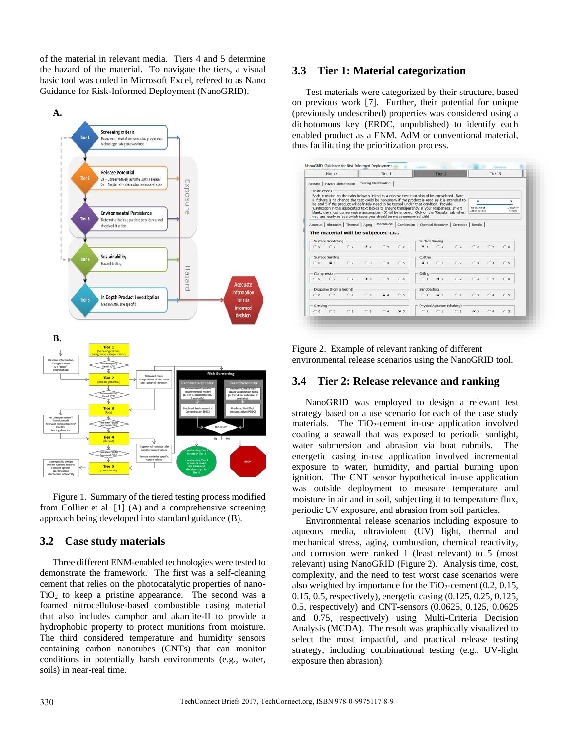of the material in relevant media. Tiers 4 and 5 determine the hazard of the material. To navigate the tiers, a visual basic tool was coded in Microsoft Excel, refered to as Nano Guidance for Risk-Informed Deployment (NanoGRID).

Figure 1. Summary of the tiered testing process modified from Collier et al. [1] (A) and a comprehensive screening approach being developed into standard guidance (B).

## 3.2 Case study materials

Three different ENM-enabled technologies were tested to demonstrate the framework. The first was a self-cleaning cement that relies on the photocatalytic properties of nano-$TiO_2$ to keep a pristine appearance. The second was a foamed nitrocellulose-based combustible casing material that also includes camphor and akardite-II to provide a hydrophobic property to protect munitions from moisture. The third considered temperature and humidity sensors containing carbon nanotubes (CNTs) that can monitor conditions in potentially harsh environments (e.g., water, soils) in near-real time.

## 3.3 Tier 1: Material categorization

Test materials were categorized by their structure, based on previous work [7]. Further, their potential for unique (previously undescribed) properties was considered using a dichotomous key (ERDC, unpublished) to identify each enabled product as a ENM, AdM or conventional material, thus facilitating the prioritization process.

Figure 2. Example of relevant ranking of different environmental release scenarios using the NanoGRID tool.

## 3.4 Tier 2: Release relevance and ranking

NanoGRID was employed to design a relevant test strategy based on a use scenario for each of the case study materials. The $TiO_2$-cement in-use application involved coating a seawall that was exposed to periodic sunlight, water submersion and abrasion via boat rubrails. The energetic casing in-use application involved incremental exposure to water, humidity, and partial burning upon ignition. The CNT sensor hypothetical in-use application was outside deployment to measure temperature and moisture in air and in soil, subjecting it to temperature flux, periodic UV exposure, and abrasion from soil particles.

Environmental release scenarios including exposure to aqueous media, ultraviolent (UV) light, thermal and mechanical stress, aging, combustion, chemical reactivity, and corrosion were ranked 1 (least relevant) to 5 (most relevant) using NanoGRID (Figure 2). Analysis time, cost, complexity, and the need to test worst case scenarios were also weighted by importance for the $TiO_2$-cement (0.2, 0.15, 0.15, 0.5, respectively), energetic casing (0.125, 0.25, 0.125, 0.5, respectively) and CNT-sensors (0.0625, 0.125, 0.0625 and 0.75, respectively) using Multi-Criteria Decision Analysis (MCDA). The result was graphically visualized to select the most impactful, and practical release testing strategy, including combinational testing (e.g., UV-light exposure then abrasion).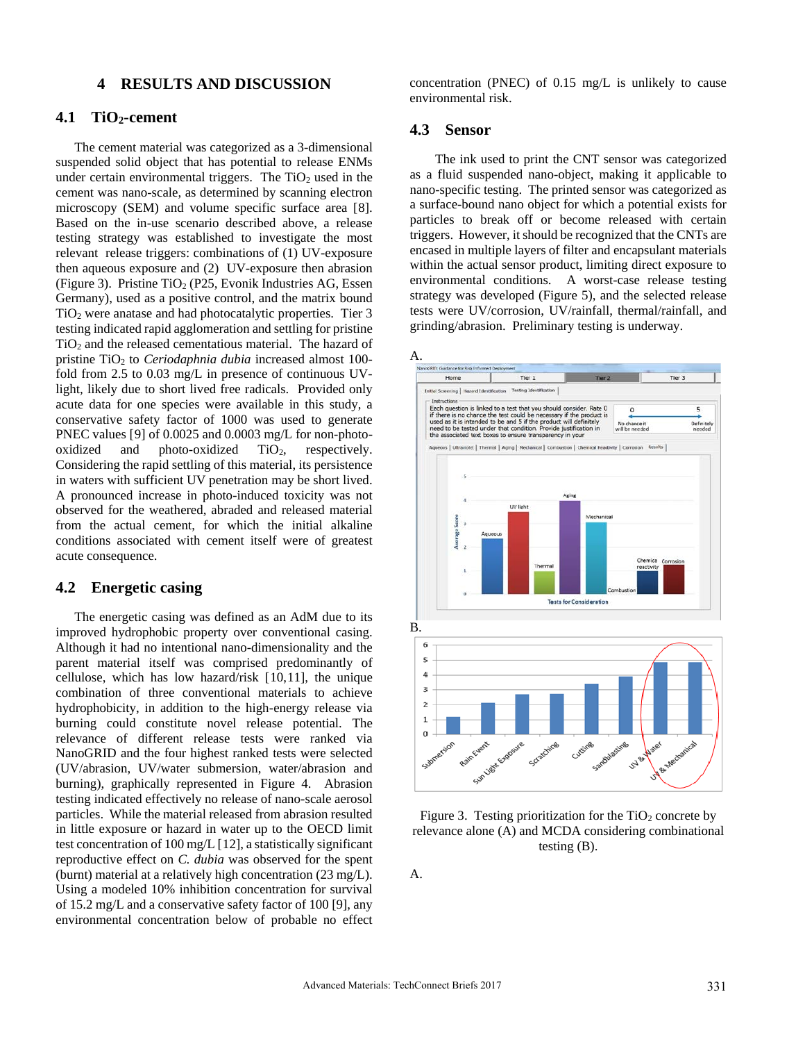# 4 RESULTS AND DISCUSSION

## 4.1 $TiO_2$-cement

The cement material was categorized as a 3-dimensional suspended solid object that has potential to release ENMs under certain environmental triggers. The $TiO_2$ used in the cement was nano-scale, as determined by scanning electron microscopy (SEM) and volume specific surface area [8]. Based on the in-use scenario described above, a release testing strategy was established to investigate the most relevant release triggers: combinations of (1) UV-exposure then aqueous exposure and (2) UV-exposure then abrasion (Figure 3). Pristine $TiO_2$ (P25, Evonik Industries AG, Essen Germany), used as a positive control, and the matrix bound $TiO_2$ were anatase and had photocatalytic properties. Tier 3 testing indicated rapid agglomeration and settling for pristine $TiO_2$ and the released cementatious material. The hazard of pristine $TiO_2$ to *Ceriodaphnia dubia* increased almost 100-fold from 2.5 to 0.03 mg/L in presence of continuous UV-light, likely due to short lived free radicals. Provided only acute data for one species were available in this study, a conservative safety factor of 1000 was used to generate PNEC values [9] of 0.0025 and 0.0003 mg/L for non-photo-oxidized and photo-oxidized $TiO_2$, respectively. Considering the rapid settling of this material, its persistence in waters with sufficient UV penetration may be short lived. A pronounced increase in photo-induced toxicity was not observed for the weathered, abraded and released material from the actual cement, for which the initial alkaline conditions associated with cement itself were of greatest acute consequence.

## 4.2 Energetic casing

The energetic casing was defined as an AdM due to its improved hydrophobic property over conventional casing. Although it had no intentional nano-dimensionality and the parent material itself was comprised predominantly of cellulose, which has low hazard/risk [10,11], the unique combination of three conventional materials to achieve hydrophobicity, in addition to the high-energy release via burning could constitute novel release potential. The relevance of different release tests were ranked via NanoGRID and the four highest ranked tests were selected (UV/abrasion, UV/water submersion, water/abrasion and burning), graphically represented in Figure 4. Abrasion testing indicated effectively no release of nano-scale aerosol particles. While the material released from abrasion resulted in little exposure or hazard in water up to the OECD limit test concentration of 100 mg/L [12], a statistically significant reproductive effect on *C. dubia* was observed for the spent (burnt) material at a relatively high concentration (23 mg/L). Using a modeled 10% inhibition concentration for survival of 15.2 mg/L and a conservative safety factor of 100 [9], any environmental concentration below of probable no effect concentration (PNEC) of 0.15 mg/L is unlikely to cause environmental risk.

## 4.3 Sensor

The ink used to print the CNT sensor was categorized as a fluid suspended nano-object, making it applicable to nano-specific testing. The printed sensor was categorized as a surface-bound nano object for which a potential exists for particles to break off or become released with certain triggers. However, it should be recognized that the CNTs are encased in multiple layers of filter and encapsulant materials within the actual sensor product, limiting direct exposure to environmental conditions. A worst-case release testing strategy was developed (Figure 5), and the selected release tests were UV/corrosion, UV/rainfall, thermal/rainfall, and grinding/abrasion. Preliminary testing is underway.

A.

NanoGRID: Guidance for Risk Informed Deployment

Home | Tier 1 | Tier 2 | Tier 3

Initial Screening | Hazard Identification | Testing Identification

Instructions

Each question is linked to a test that you should consider. Rate 0 if there is no chance the test could be necessary if the product is used as it is intended to be and 5 if the product will definitely need to be tested under that condition. Provide justification in the associated text boxes to ensure transparency in your

0 — No chance it will be needed; 5 — Definitely needed

Aqueous | Ultraviolet | Thermal | Aging | Mechanical | Combustion | Chemical Reactivity | Corrosion | Results

Average Score

5
4
3
2
1
0

Aqueous, UV light, Thermal, Aging, Mechanical, Combustion, Chemica reactivity, Corrosion

Tests for Consideration

B.

6
5
4
3
2
1
0

Submersion, Rain Event, Sun Light Exposure, Scratching, Cutting, Sandblasting, UV & Water, UV & Mechanical

Figure 3. Testing prioritization for the $TiO_2$ concrete by relevance alone (A) and MCDA considering combinational testing (B).

A.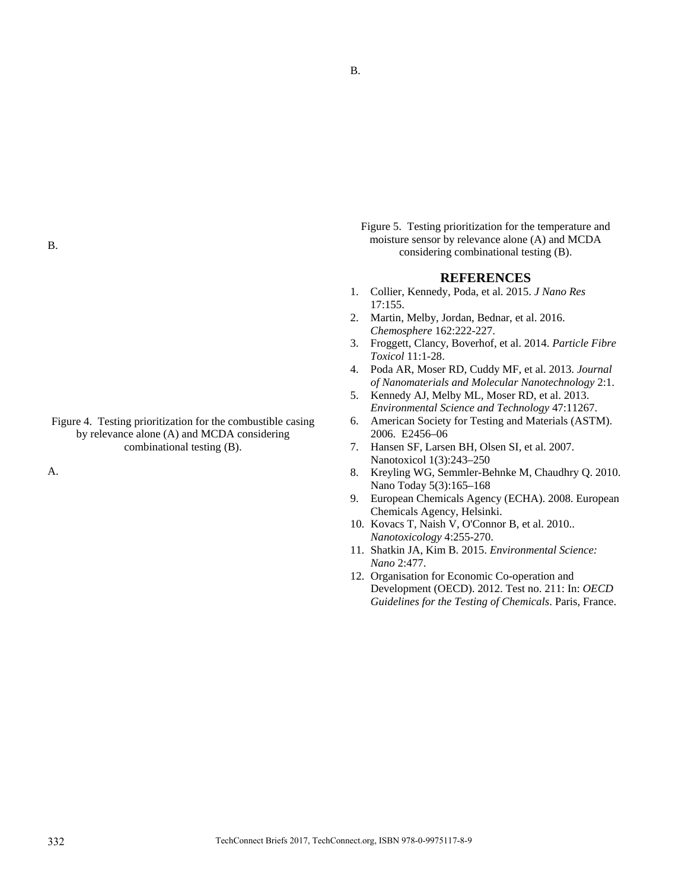B.

Figure 4. Testing prioritization for the combustible casing by relevance alone (A) and MCDA considering combinational testing (B).

A.

B.

Figure 5. Testing prioritization for the temperature and moisture sensor by relevance alone (A) and MCDA considering combinational testing (B).

## REFERENCES

1. Collier, Kennedy, Poda, et al. 2015. *J Nano Res* 17:155.
2. Martin, Melby, Jordan, Bednar, et al. 2016. *Chemosphere* 162:222-227.
3. Froggett, Clancy, Boverhof, et al. 2014. *Particle Fibre Toxicol* 11:1-28.
4. Poda AR, Moser RD, Cuddy MF, et al. 2013. *Journal of Nanomaterials and Molecular Nanotechnology* 2:1.
5. Kennedy AJ, Melby ML, Moser RD, et al. 2013. *Environmental Science and Technology* 47:11267.
6. American Society for Testing and Materials (ASTM). 2006. E2456–06
7. Hansen SF, Larsen BH, Olsen SI, et al. 2007. Nanotoxicol 1(3):243–250
8. Kreyling WG, Semmler-Behnke M, Chaudhry Q. 2010. Nano Today 5(3):165–168
9. European Chemicals Agency (ECHA). 2008. European Chemicals Agency, Helsinki.
10. Kovacs T, Naish V, O'Connor B, et al. 2010.. *Nanotoxicology* 4:255-270.
11. Shatkin JA, Kim B. 2015. *Environmental Science: Nano* 2:477.
12. Organisation for Economic Co-operation and Development (OECD). 2012. Test no. 211: In: *OECD Guidelines for the Testing of Chemicals*. Paris, France.